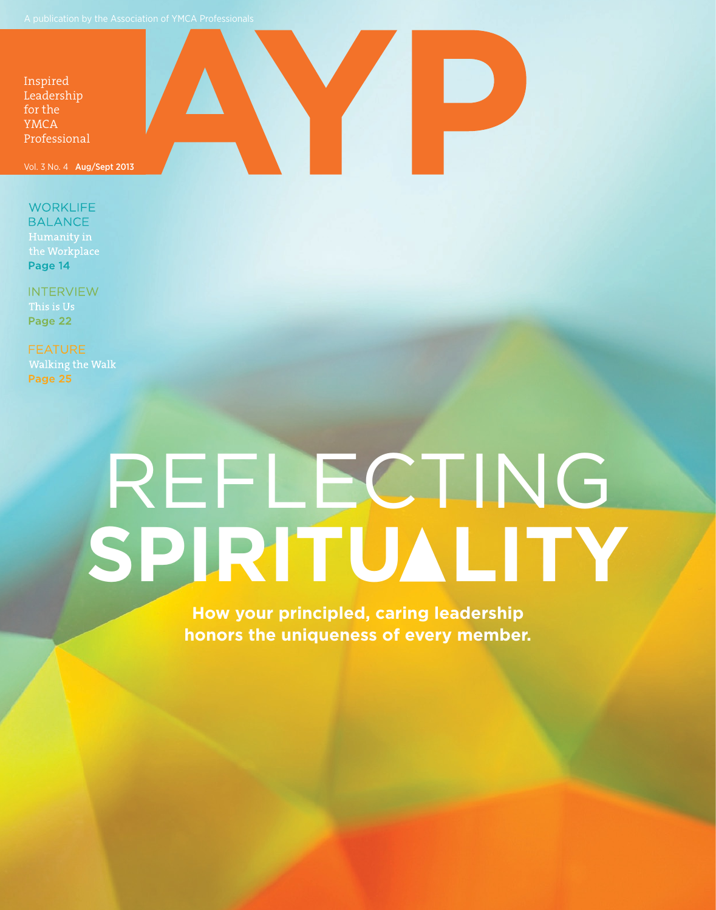A publication by the Association of YMCA Professionals

# AYP

Inspired Leadership for the YMCA Professional

Vol. 3 No. 4 **Aug/Sept 2013**

WORKLIFE BALANCE
Humanity in the Workplace
**Page 14**

INTERVIEW
This is Us
**Page 22**

FEATURE
Walking the Walk
**Page 25**

# REFLECTING **SPIRITUALITY**

**How your principled, caring leadership honors the uniqueness of every member.**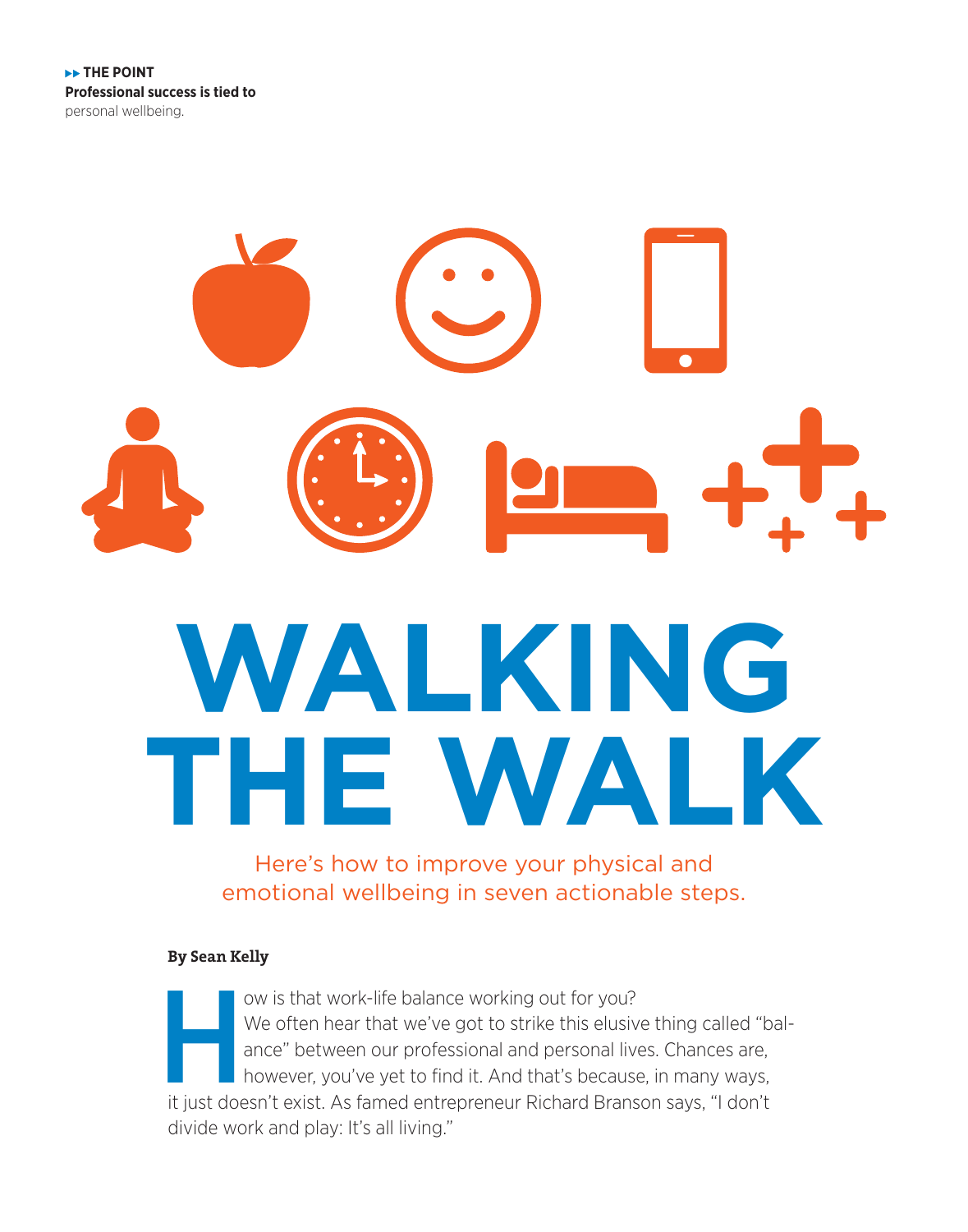▶▶ **THE POINT**
**Professional success is tied to** personal wellbeing.

# WALKING THE WALK

Here's how to improve your physical and emotional wellbeing in seven actionable steps.

**By Sean Kelly**

How is that work-life balance working out for you?

We often hear that we've got to strike this elusive thing called "balance" between our professional and personal lives. Chances are, however, you've yet to find it. And that's because, in many ways, it just doesn't exist. As famed entrepreneur Richard Branson says, "I don't divide work and play: It's all living."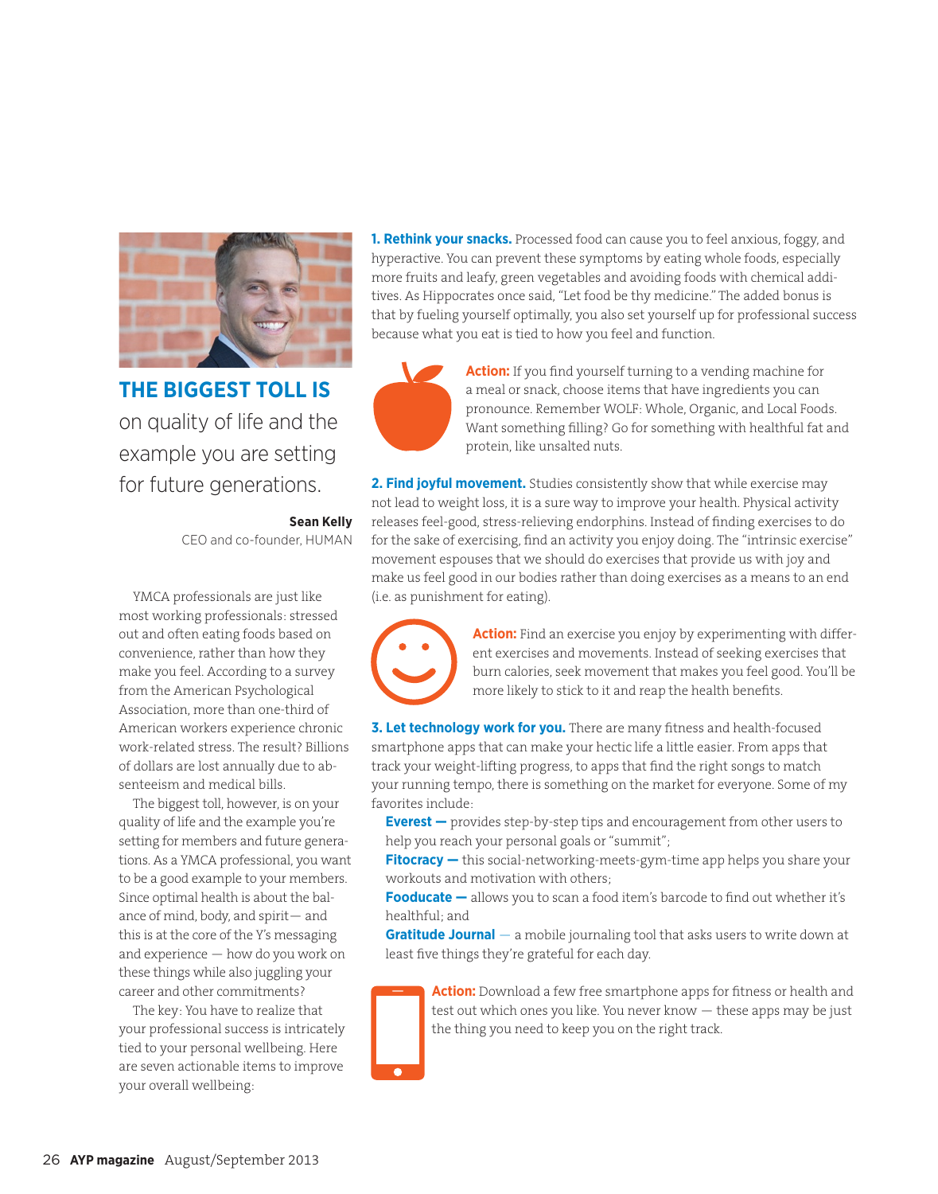## THE BIGGEST TOLL IS

on quality of life and the example you are setting for future generations.

**Sean Kelly**
CEO and co-founder, HUMAN

YMCA professionals are just like most working professionals: stressed out and often eating foods based on convenience, rather than how they make you feel. According to a survey from the American Psychological Association, more than one-third of American workers experience chronic work-related stress. The result? Billions of dollars are lost annually due to absenteeism and medical bills.

The biggest toll, however, is on your quality of life and the example you're setting for members and future generations. As a YMCA professional, you want to be a good example to your members. Since optimal health is about the balance of mind, body, and spirit— and this is at the core of the Y's messaging and experience — how do you work on these things while also juggling your career and other commitments?

The key: You have to realize that your professional success is intricately tied to your personal wellbeing. Here are seven actionable items to improve your overall wellbeing:

**1. Rethink your snacks.** Processed food can cause you to feel anxious, foggy, and hyperactive. You can prevent these symptoms by eating whole foods, especially more fruits and leafy, green vegetables and avoiding foods with chemical additives. As Hippocrates once said, "Let food be thy medicine." The added bonus is that by fueling yourself optimally, you also set yourself up for professional success because what you eat is tied to how you feel and function.

**Action:** If you find yourself turning to a vending machine for a meal or snack, choose items that have ingredients you can pronounce. Remember WOLF: Whole, Organic, and Local Foods. Want something filling? Go for something with healthful fat and protein, like unsalted nuts.

**2. Find joyful movement.** Studies consistently show that while exercise may not lead to weight loss, it is a sure way to improve your health. Physical activity releases feel-good, stress-relieving endorphins. Instead of finding exercises to do for the sake of exercising, find an activity you enjoy doing. The "intrinsic exercise" movement espouses that we should do exercises that provide us with joy and make us feel good in our bodies rather than doing exercises as a means to an end (i.e. as punishment for eating).

**Action:** Find an exercise you enjoy by experimenting with different exercises and movements. Instead of seeking exercises that burn calories, seek movement that makes you feel good. You'll be more likely to stick to it and reap the health benefits.

**3. Let technology work for you.** There are many fitness and health-focused smartphone apps that can make your hectic life a little easier. From apps that track your weight-lifting progress, to apps that find the right songs to match your running tempo, there is something on the market for everyone. Some of my favorites include:

- **Everest —** provides step-by-step tips and encouragement from other users to help you reach your personal goals or "summit";
- **Fitocracy —** this social-networking-meets-gym-time app helps you share your workouts and motivation with others;
- **Fooducate —** allows you to scan a food item's barcode to find out whether it's healthful; and
- **Gratitude Journal** — a mobile journaling tool that asks users to write down at least five things they're grateful for each day.

**Action:** Download a few free smartphone apps for fitness or health and test out which ones you like. You never know — these apps may be just the thing you need to keep you on the right track.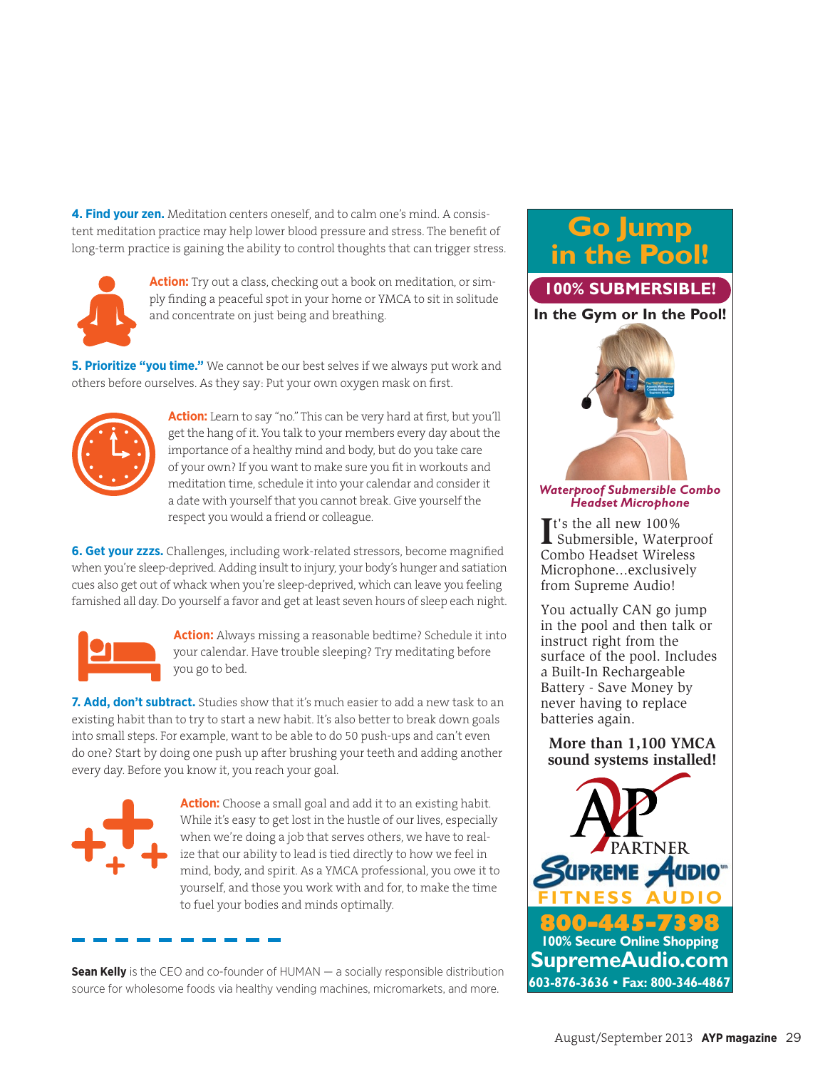**4. Find your zen.** Meditation centers oneself, and to calm one's mind. A consistent meditation practice may help lower blood pressure and stress. The benefit of long-term practice is gaining the ability to control thoughts that can trigger stress.

**Action:** Try out a class, checking out a book on meditation, or simply finding a peaceful spot in your home or YMCA to sit in solitude and concentrate on just being and breathing.

**5. Prioritize "you time."** We cannot be our best selves if we always put work and others before ourselves. As they say: Put your own oxygen mask on first.

**Action:** Learn to say "no." This can be very hard at first, but you'll get the hang of it. You talk to your members every day about the importance of a healthy mind and body, but do you take care of your own? If you want to make sure you fit in workouts and meditation time, schedule it into your calendar and consider it a date with yourself that you cannot break. Give yourself the respect you would a friend or colleague.

**6. Get your zzzs.** Challenges, including work-related stressors, become magnified when you're sleep-deprived. Adding insult to injury, your body's hunger and satiation cues also get out of whack when you're sleep-deprived, which can leave you feeling famished all day. Do yourself a favor and get at least seven hours of sleep each night.

**Action:** Always missing a reasonable bedtime? Schedule it into your calendar. Have trouble sleeping? Try meditating before you go to bed.

**7. Add, don't subtract.** Studies show that it's much easier to add a new task to an existing habit than to try to start a new habit. It's also better to break down goals into small steps. For example, want to be able to do 50 push-ups and can't even do one? Start by doing one push up after brushing your teeth and adding another every day. Before you know it, you reach your goal.

**Action:** Choose a small goal and add it to an existing habit. While it's easy to get lost in the hustle of our lives, especially when we're doing a job that serves others, we have to realize that our ability to lead is tied directly to how we feel in mind, body, and spirit. As a YMCA professional, you owe it to yourself, and those you work with and for, to make the time to fuel your bodies and minds optimally.

**Sean Kelly** is the CEO and co-founder of HUMAN — a socially responsible distribution source for wholesome foods via healthy vending machines, micromarkets, and more.

---

# Go Jump in the Pool!

**100% SUBMERSIBLE!**

**In the Gym or In the Pool!**

*Waterproof Submersible Combo Headset Microphone*

It's the all new 100% Submersible, Waterproof Combo Headset Wireless Microphone...exclusively from Supreme Audio!

You actually CAN go jump in the pool and then talk or instruct right from the surface of the pool. Includes a Built-In Rechargeable Battery - Save Money by never having to replace batteries again.

**More than 1,100 YMCA sound systems installed!**

AYP PARTNER

SUPREME AUDIO™ FITNESS AUDIO

**800-445-7398**

**100% Secure Online Shopping**

**SupremeAudio.com**

**603-876-3636 • Fax: 800-346-4867**